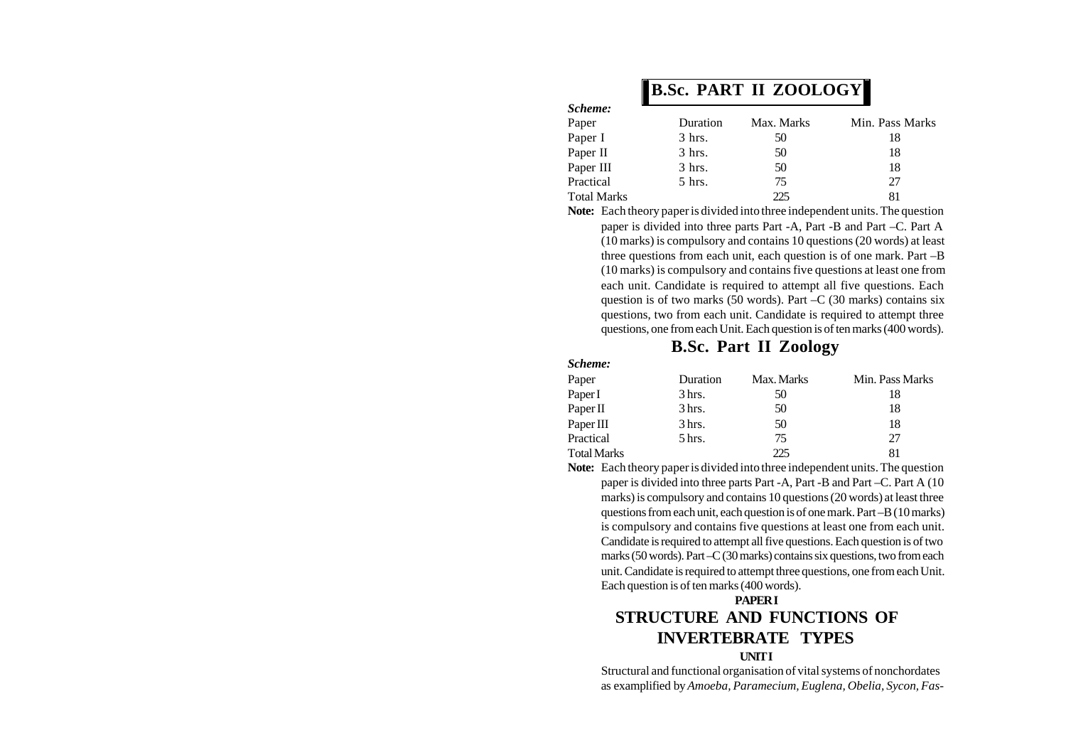# B.Sc. PART II ZOOLOGY

***Scheme:***

| Paper | Duration | Max. Marks | Min. Pass Marks |
|---|---|---|---|
| Paper I | 3 hrs. | 50 | 18 |
| Paper II | 3 hrs. | 50 | 18 |
| Paper III | 3 hrs. | 50 | 18 |
| Practical | 5 hrs. | 75 | 27 |
| Total Marks | | 225 | 81 |

**Note:** Each theory paper is divided into three independent units. The question paper is divided into three parts Part -A, Part -B and Part –C. Part A (10 marks) is compulsory and contains 10 questions (20 words) at least three questions from each unit, each question is of one mark. Part –B (10 marks) is compulsory and contains five questions at least one from each unit. Candidate is required to attempt all five questions. Each question is of two marks (50 words). Part –C (30 marks) contains six questions, two from each unit. Candidate is required to attempt three questions, one from each Unit. Each question is of ten marks (400 words).

## B.Sc. Part II Zoology

***Scheme:***

| Paper | Duration | Max. Marks | Min. Pass Marks |
|---|---|---|---|
| Paper I | 3 hrs. | 50 | 18 |
| Paper II | 3 hrs. | 50 | 18 |
| Paper III | 3 hrs. | 50 | 18 |
| Practical | 5 hrs. | 75 | 27 |
| Total Marks | | 225 | 81 |

**Note:** Each theory paper is divided into three independent units. The question paper is divided into three parts Part -A, Part -B and Part –C. Part A (10 marks) is compulsory and contains 10 questions (20 words) at least three questions from each unit, each question is of one mark. Part –B (10 marks) is compulsory and contains five questions at least one from each unit. Candidate is required to attempt all five questions. Each question is of two marks (50 words). Part –C (30 marks) contains six questions, two from each unit. Candidate is required to attempt three questions, one from each Unit. Each question is of ten marks (400 words).

**PAPER I**

## STRUCTURE AND FUNCTIONS OF INVERTEBRATE TYPES

**UNIT I**

Structural and functional organisation of vital systems of nonchordates as examplified by *Amoeba, Paramecium, Euglena, Obelia, Sycon, Fas-*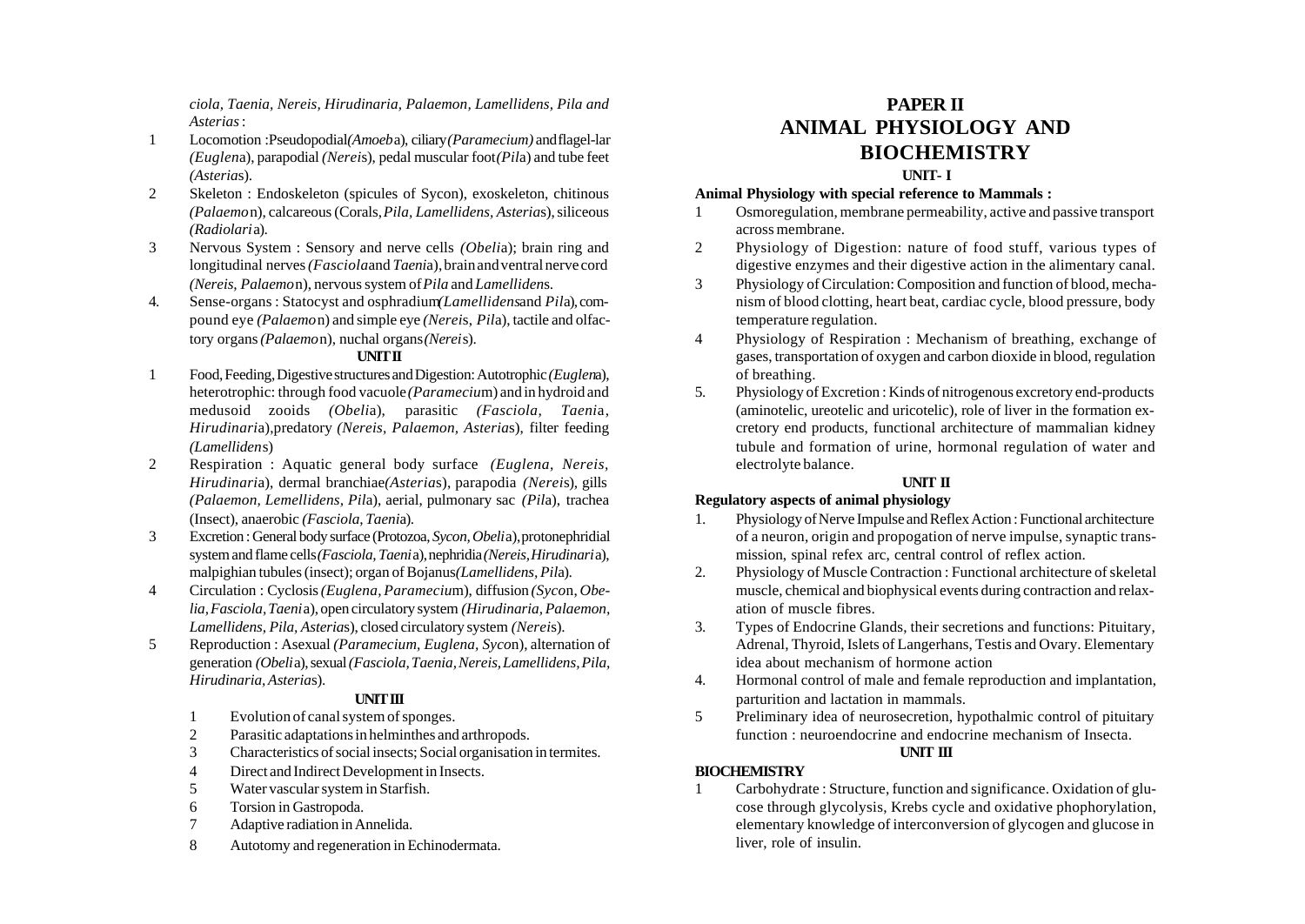*ciola, Taenia, Nereis, Hirudinaria, Palaemon, Lamellidens, Pila and Asterias* :

1. Locomotion :Pseudopodial*(Amoeba)*, ciliary*(Paramecium)* and flagel-lar *(Euglena)*, parapodial *(Nereis)*, pedal muscular foot*(Pila)* and tube feet *(Asterias)*.
2. Skeleton : Endoskeleton (spicules of Sycon), exoskeleton, chitinous *(Palaemon)*, calcareous (Corals, *Pila*, *Lamellidens*, *Asterias*), siliceous *(Radiolaria)*.
3. Nervous System : Sensory and nerve cells *(Obelia)*; brain ring and longitudinal nerves *(Fasciola* and *Taenia)*, brain and ventral nerve cord *(Nereis, Palaemon)*, nervous system of *Pila* and *Lamellidens*.
4. Sense-organs : Statocyst and osphradium*(Lamellidens* and *Pila)*, compound eye *(Palaemon)* and simple eye *(Nereis, Pila)*, tactile and olfactory organs *(Palaemon)*, nuchal organs*(Nereis)*.

**UNIT II**

1. Food, Feeding, Digestive structures and Digestion: Autotrophic *(Euglena)*, heterotrophic: through food vacuole *(Paramecium)* and in hydroid and medusoid zooids *(Obelia)*, parasitic *(Fasciola, Taenia, Hirudinaria)*,predatory *(Nereis, Palaemon, Asterias)*, filter feeding *(Lamellidens)*
2. Respiration : Aquatic general body surface *(Euglena, Nereis, Hirudinaria)*, dermal branchiae*(Asterias)*, parapodia *(Nereis)*, gills *(Palaemon, Lemellidens, Pila)*, aerial, pulmonary sac *(Pila)*, trachea (Insect), anaerobic *(Fasciola, Taenia)*.
3. Excretion : General body surface (Protozoa, *Sycon, Obelia*), protonephridial system and flame cells*(Fasciola, Taenia)*, nephridia *(Nereis, Hirudinaria)*, malpighian tubules (insect); organ of Bojanus*(Lamellidens, Pila)*.
4. Circulation : Cyclosis *(Euglena, Paramecium)*, diffusion *(Sycon, Obelia, Fasciola, Taenia)*, open circulatory system *(Hirudinaria, Palaemon, Lamellidens, Pila, Asterias)*, closed circulatory system *(Nereis)*.
5. Reproduction : Asexual *(Paramecium, Euglena, Sycon)*, alternation of generation *(Obelia)*, sexual *(Fasciola, Taenia, Nereis, Lamellidens, Pila, Hirudinaria, Asterias)*.

**UNIT III**

1. Evolution of canal system of sponges.
2. Parasitic adaptations in helminthes and arthropods.
3. Characteristics of social insects; Social organisation in termites.
4. Direct and Indirect Development in Insects.
5. Water vascular system in Starfish.
6. Torsion in Gastropoda.
7. Adaptive radiation in Annelida.
8. Autotomy and regeneration in Echinodermata.

# PAPER II
# ANIMAL PHYSIOLOGY AND BIOCHEMISTRY

**UNIT- I**

**Animal Physiology with special reference to Mammals :**

1. Osmoregulation, membrane permeability, active and passive transport across membrane.
2. Physiology of Digestion: nature of food stuff, various types of digestive enzymes and their digestive action in the alimentary canal.
3. Physiology of Circulation: Composition and function of blood, mechanism of blood clotting, heart beat, cardiac cycle, blood pressure, body temperature regulation.
4. Physiology of Respiration : Mechanism of breathing, exchange of gases, transportation of oxygen and carbon dioxide in blood, regulation of breathing.
5. Physiology of Excretion : Kinds of nitrogenous excretory end-products (aminotelic, ureotelic and uricotelic), role of liver in the formation excretory end products, functional architecture of mammalian kidney tubule and formation of urine, hormonal regulation of water and electrolyte balance.

**UNIT II**

**Regulatory aspects of animal physiology**

1. Physiology of Nerve Impulse and Reflex Action : Functional architecture of a neuron, origin and propogation of nerve impulse, synaptic transmission, spinal refex arc, central control of reflex action.
2. Physiology of Muscle Contraction : Functional architecture of skeletal muscle, chemical and biophysical events during contraction and relaxation of muscle fibres.
3. Types of Endocrine Glands, their secretions and functions: Pituitary, Adrenal, Thyroid, Islets of Langerhans, Testis and Ovary. Elementary idea about mechanism of hormone action
4. Hormonal control of male and female reproduction and implantation, parturition and lactation in mammals.
5. Preliminary idea of neurosecretion, hypothalmic control of pituitary function : neuroendocrine and endocrine mechanism of Insecta.

**UNIT III**

**BIOCHEMISTRY**

1. Carbohydrate : Structure, function and significance. Oxidation of glucose through glycolysis, Krebs cycle and oxidative phophorylation, elementary knowledge of interconversion of glycogen and glucose in liver, role of insulin.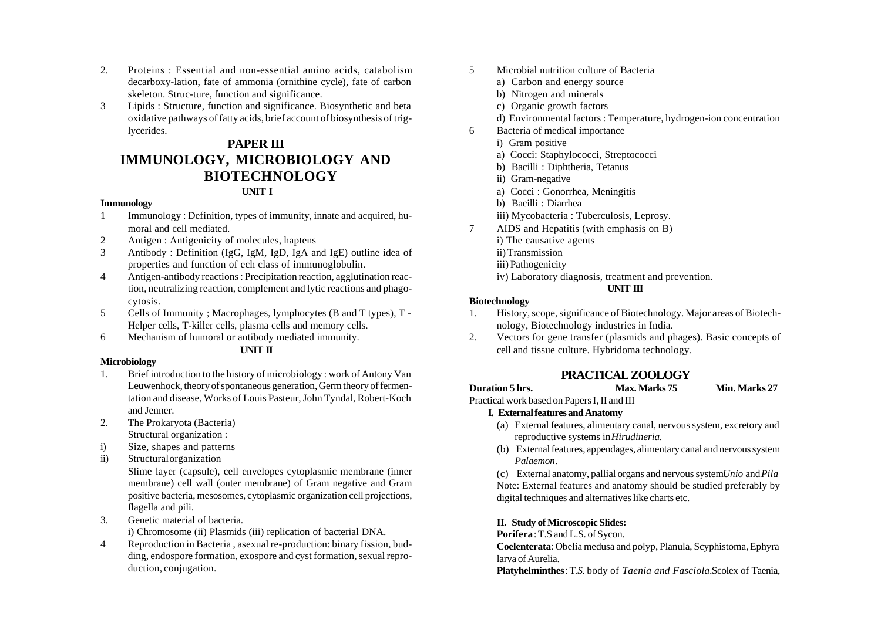2. Proteins : Essential and non-essential amino acids, catabolism decarboxy-lation, fate of ammonia (ornithine cycle), fate of carbon skeleton. Struc-ture, function and significance.
3 Lipids : Structure, function and significance. Biosynthetic and beta oxidative pathways of fatty acids, brief account of biosynthesis of triglycerides.

## PAPER III

# IMMUNOLOGY, MICROBIOLOGY AND BIOTECHNOLOGY

### UNIT I

**Immunology**

1 Immunology : Definition, types of immunity, innate and acquired, humoral and cell mediated.
2 Antigen : Antigenicity of molecules, haptens
3 Antibody : Definition (IgG, IgM, IgD, IgA and IgE) outline idea of properties and function of ech class of immunoglobulin.
4 Antigen-antibody reactions : Precipitation reaction, agglutination reaction, neutralizing reaction, complement and lytic reactions and phagocytosis.
5 Cells of Immunity ; Macrophages, lymphocytes (B and T types), T - Helper cells, T-killer cells, plasma cells and memory cells.
6 Mechanism of humoral or antibody mediated immunity.

### UNIT II

**Microbiology**

1. Brief introduction to the history of microbiology : work of Antony Van Leuwenhock, theory of spontaneous generation, Germ theory of fermentation and disease, Works of Louis Pasteur, John Tyndal, Robert-Koch and Jenner.
2. The Prokaryota (Bacteria)
   Structural organization :
i) Size, shapes and patterns
ii) Structural organization
   Slime layer (capsule), cell envelopes cytoplasmic membrane (inner membrane) cell wall (outer membrane) of Gram negative and Gram positive bacteria, mesosomes, cytoplasmic organization cell projections, flagella and pili.
3. Genetic material of bacteria.
   i) Chromosome (ii) Plasmids (iii) replication of bacterial DNA.
4 Reproduction in Bacteria , asexual re-production: binary fission, budding, endospore formation, exospore and cyst formation, sexual reproduction, conjugation.
5 Microbial nutrition culture of Bacteria
   a) Carbon and energy source
   b) Nitrogen and minerals
   c) Organic growth factors
   d) Environmental factors : Temperature, hydrogen-ion concentration
6 Bacteria of medical importance
   i) Gram positive
   a) Cocci: Staphylococci, Streptococci
   b) Bacilli : Diphtheria, Tetanus
   ii) Gram-negative
   a) Cocci : Gonorrhea, Meningitis
   b) Bacilli : Diarrhea
   iii) Mycobacteria : Tuberculosis, Leprosy.
7 AIDS and Hepatitis (with emphasis on B)
   i) The causative agents
   ii) Transmission
   iii) Pathogenicity
   iv) Laboratory diagnosis, treatment and prevention.

### UNIT III

**Biotechnology**

1. History, scope, significance of Biotechnology. Major areas of Biotechnology, Biotechnology industries in India.
2. Vectors for gene transfer (plasmids and phages). Basic concepts of cell and tissue culture. Hybridoma technology.

## PRACTICAL ZOOLOGY

**Duration 5 hrs.** **Max. Marks 75** **Min. Marks 27**

Practical work based on Papers I, II and III

**I. External features and Anatomy**

(a) External features, alimentary canal, nervous system, excretory and reproductive systems in *Hirudineria.*

(b) External features, appendages, alimentary canal and nervous system *Palaemon*.

(c) External anatomy, pallial organs and nervous system *Unio* and *Pila*

Note: External features and anatomy should be studied preferably by digital techniques and alternatives like charts etc.

**II. Study of Microscopic Slides:**

**Porifera** : T.S and L.S. of Sycon.

**Coelenterata**: Obelia medusa and polyp, Planula, Scyphistoma, Ephyra larva of Aurelia.

**Platyhelminthes**: T.S. body of *Taenia and Fasciola*.Scolex of Taenia,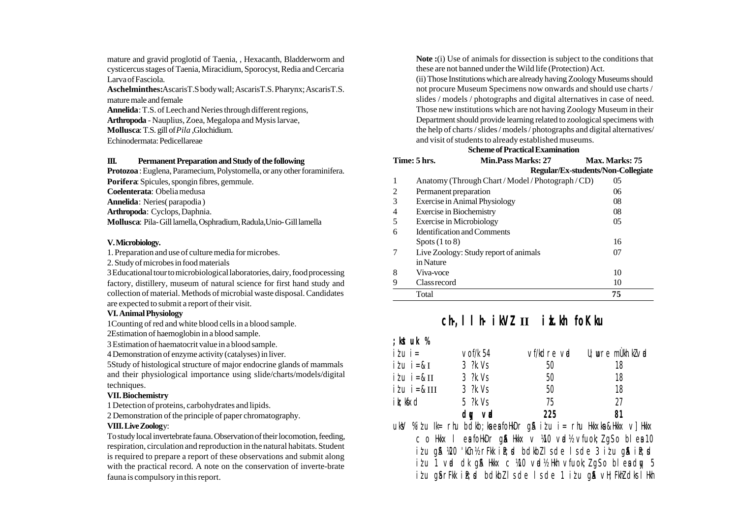mature and gravid proglotid of Taenia, , Hexacanth, Bladderworm and cysticercus stages of Taenia, Miracidium, Sporocyst, Redia and Cercaria Larva of Fasciola.

**Aschelminthes:** AscarisT.S body wall; AscarisT.S. Pharynx; AscarisT.S. mature male and female

**Annelida**: T.S. of Leech and Neries through different regions,

**Arthropoda** - Nauplius, Zoea, Megalopa and Mysis larvae,

**Mollusca**: T.S. gill of *Pila* ,Glochidium.

Echinodermata: Pedicellareae

**III. Permanent Preparation and Study of the following**

**Protozoa** : Euglena, Paramecium, Polystomella, or any other foraminifera.

**Porifera**: Spicules, spongin fibres, gemmule.

**Coelenterata**: Obelia medusa

**Annelida**: Neries( parapodia )

**Arthropoda**: Cyclops, Daphnia.

**Mollusca**: Pila- Gill lamella, Osphradium, Radula,Unio- Gill lamella

**V. Microbiology.**

1. Preparation and use of culture media for microbes.

2. Study of microbes in food materials

3 Educational tour to microbiological laboratories, dairy, food processing factory, distillery, museum of natural science for first hand study and collection of material. Methods of microbial waste disposal. Candidates are expected to submit a report of their visit.

**VI. Animal Physiology**

1Counting of red and white blood cells in a blood sample.

2Estimation of haemoglobin in a blood sample.

3 Estimation of haematocrit value in a blood sample.

4 Demonstration of enzyme activity (catalyses) in liver.

5Study of histological structure of major endocrine glands of mammals and their physiological importance using slide/charts/models/digital techniques.

**VII. Biochemistry**

1 Detection of proteins, carbohydrates and lipids.

2 Demonstration of the principle of paper chromatography.

**VIII. Live Zoology**:

To study local invertebrate fauna. Observation of their locomotion, feeding, respiration, circulation and reproduction in the natural habitats. Student is required to prepare a report of these observations and submit along with the practical record. A note on the conservation of inverte-brate fauna is compulsory in this report.

**Note :**(i) Use of animals for dissection is subject to the conditions that these are not banned under the Wild life (Protection) Act.

(ii) Those Institutions which are already having Zoology Museums should not procure Museum Specimens now onwards and should use charts / slides / models / photographs and digital alternatives in case of need. Those new institutions which are not having Zoology Museum in their Department should provide learning related to zoological specimens with the help of charts / slides / models / photographs and digital alternatives/ and visit of students to already established museums.

**Scheme of Practical Examination**

**Time: 5 hrs. Min.Pass Marks: 27 Max. Marks: 75**

| | | **Regular/Ex-students/Non-Collegiate** |
|---|---|---|
| 1 | Anatomy (Through Chart / Model / Photograph / CD) | 05 |
| 2 | Permanent preparation | 06 |
| 3 | Exercise in Animal Physiology | 08 |
| 4 | Exercise in Biochemistry | 08 |
| 5 | Exercise in Microbiology | 05 |
| 6 | Identification and Comments Spots (1 to 8) | 16 |
| 7 | Live Zoology: Study report of animals in Nature | 07 |
| 8 | Viva-voce | 10 |
| 9 | Class record | 10 |
| | Total | **75** |

## ch-,l lh- ikVZ II izk.kh foKku

**;kstuk %**

| izu i= | vof/k 54 | vf/kdre vad | U;wure mÙkh.kZ vad |
|---|---|---|---|
| izu i=&I | 3 ?k.Vs | 50 | 18 |
| izu i=&II | 3 ?k.Vs | 50 | 18 |
| izu i=&III | 3 ?k.Vs | 50 | 18 |
| izk;ksfxd | 5 ?k.Vs | 75 | 27 |
| | **dqy vad** | **225** | **81** |

uksV %izu Ik= rhu bdkb;ksa esa foHkDr gS izu i= rhu Hkkxksa&Hkkx v] Hkkx c o Hkkx l esa foHkDr gS Hkkx v ¼10 vad½ vfuok;Z gS blesa 10 izu gS ¼20 'kCn½ rFkk iR;sd bdkbZ ls de ls de 3 izu gS iR;sd izu 1 vad dk gS Hkkx c ¼10 vad½ Hkh vfuok;Z gS blesa dqy 5 izu gS rFkk iR;sd bdkbZ ls de ls de 1 izu gS vH;FkhZ dks lHkh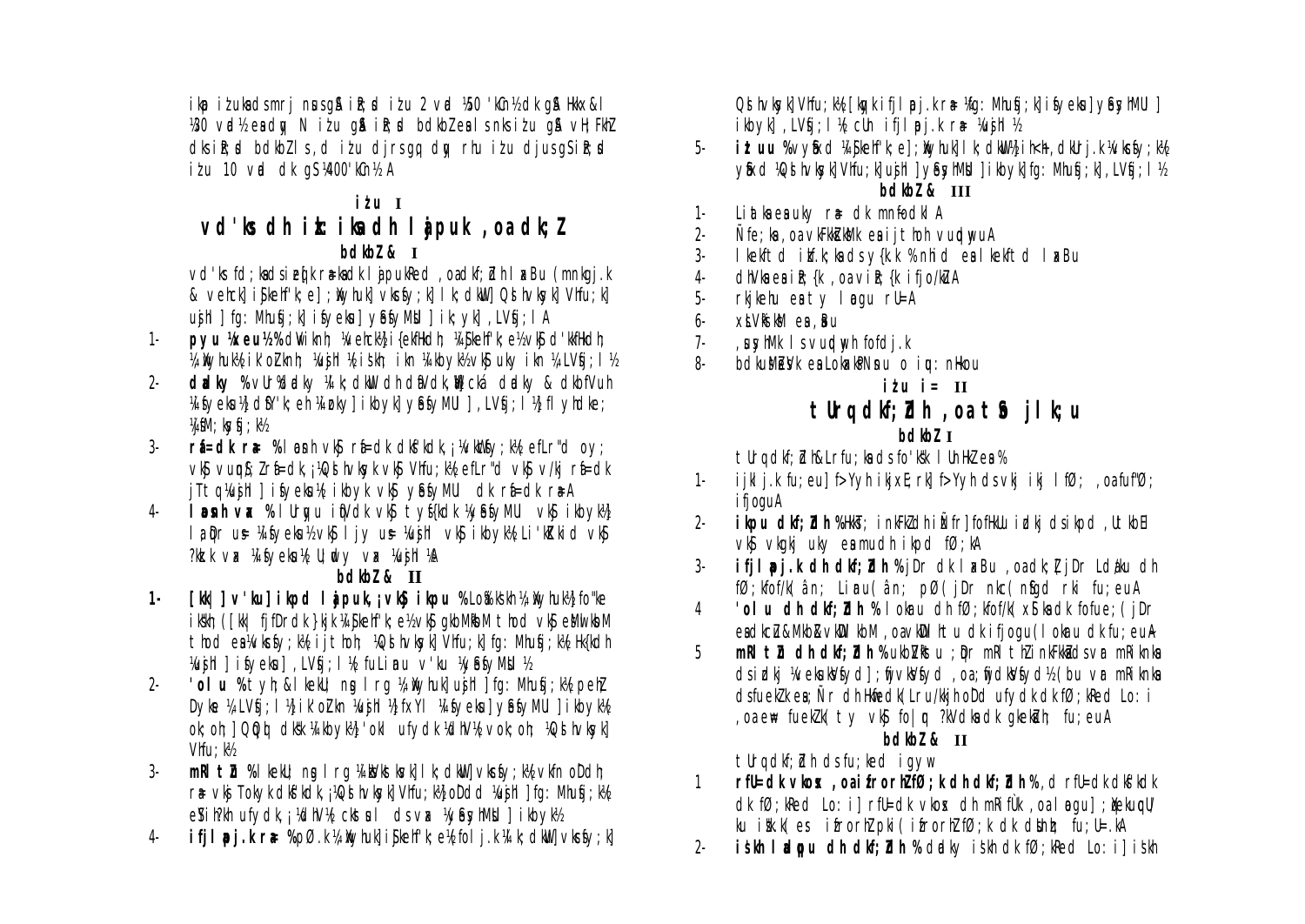ikp iz'uksa ds mRrj nsus gSa iz'u 2 vad ½50 'kCn½ dk gS Hkkx&I ¼30 vad½ esa dqy N iz'u gSa iz'u bdkbZ esa ls nks iz'u gSa vH;FkhZ dks iz'u bdkbZ ls ,d iz'u djrs gq, dqy rhu iz'u djus gSa iz'u 10 vad dk gS ¼400 'kCn½A

## iz'u I

## vd'ks:dh iz.kkyh lajpuk ,oa dk;Z

### bdkbZ & I

vd'ks:fd;ksa ds iz.kq lajpuk rFkk dk lajpukRed ,oa dk;kZRed lkaxBu (mnkgj.k & vehck] isjkehf'k;e] ;wXyhuk] vkscsfy;k] Ldk;QkbZ] QsLhvksyk] Vhfu;k] ujhl] fg:Mhufs;k] isfyeks] yksfyxMU] ikbyk] ,LVsfj;l lA

1- **pyu ¼xeu½** % dwVikn ¼vehck½] i{ekHkdh ¼isjkehf'k;e½ vkSj d'kkHkdh ¼;wXyhuk½ ikoZ bdksfid ¼ujhl½ iskh ikn ¼ikbyk½ vkSj uky ikn ¼,LVsfj;l½

2- **dadky** % vUr%dadky ¼ik;dkUl dh dafVdk,¡½ cká dadky & dkbfVuh ¼isfyeks½ dSfY'k;eh ¼ezuky½ ikbyk] yksfyxMU] ,LVsfj;l½ flfyhdke; ¼lkM;kfs;k½

3- **rfU=dk ra=** % laosnh vkSj rfU=dk dksf'kdk,¡ ¼vkscsfy;k½ efLr"d oy; vkSj vuqnSè;Z rfU=dk,¡ ¼QsLhvksyk vkSj Vhfu;k½ efLr"d vkSj v/kj rfU=dk jTtq ¼ujhl] isfyeks½ ikbyk vkSj yksfyxMU dk rfU=dk ra=A

4- **laosnh vax** % lUrqyu iqfVdk vkSj tyfs{kdk ¼yksfyxMU vkSj ikbyk½ lapfr us= ¼isfyeks½ vkSj ljy us= ¼ujhl vkSj ikbyk½ Li'kZ'kkid vkSj ?kz.k vax ¼isfyeks½ U;wuy vax ¼ujhl½A

### bdkbZ & II

1- **[kk| ] v'ku] ikpd lajpuk,¡ vkSj ikpu** % Lo%iks"kh ¼;wXyhuk½ fo"ke iks"kh ([kk| fjfDrdk }kjk ¼isjkehf'k;e½ vkSj gkbMªk ] thod vkSj eMwlkbM thod esa ¼vkscsfy;k½ ijthoh ¼QsLhvksyk] Vhfu;k] fg:Mhufs;k½ Hk{kdh ¼ujhl] isfyeks] ,LVsfj;l½ fuLianu v'ku ¼ykSfyxMU½

2- **'olu** % tyh; &lkekU; ng lrg ¼;wXyhuk] ujhl] fg:Mhufs;k] peZ Dyke ¼,LVsfj;l½ ikoZ bdkn ¼ujhl½ fxYl ¼isfyeks] yksfyxMU] ikbyk½ ok;oh; ] QqQql dks'k ¼ikbyk½ 'okl ufydk ¼dhV½ vok;oh; ¼QsLhvksyk] Vhfu;k½

3- **mRltZu** % lkekU; ng lrg ¼vkscsfy;k½ vkfn oDdh ra= vkSj Tokyk dksf'kdk,¡ ¼QsLhvksyk] Vhfu;k½ oDdd ¼ujhl] fg:Mhufs;k½ eYih?kh ufydk,¡ ¼dhV½ ckslkul ds vax ¼ykSfyxMU] ikbyk½

4- **ifjlapj.k ra=** % pØ.k ¼;wXyhuk] isjkehf'k;e½ foljk.k ¼ik;dkUl] vkscsfy;k] QsLhvksyk] Vhfu;k½ [kqyk ifjlapj.k ra= ¼fg:Mhufs;k] isfyeks] yksfyxMU] ikbyk] ,LVsfj;l½ cUn ifjlapj.k ra= ¼ujhl½

5- **iztuu** % vySafxd ¼isjkehf'k;e] ;wXyhuk] ik;dkUl] ihaMh ,dkUrj.k ¼vkscsfy;k½ ySafxd ¼QsLhvksyk] Vhfu;k] ujhl] yksfyxMU] ikbyk] fg:Mhufs;k] ,LVsfj;l½

### bdkbZ & III

1- Liatksa esa uky ra= dk mn~fodklA
2- Ñfe;ksa ,oa vkFkzksZiksM~l esa ijthoh vuqdwyuA
3- lhkfsVªd izk.kh ds y{k.k % nhid esa lhkfsVªd laxBu
4- dhVksa esa iz{k ,oa viz{k ifjo/kZuA
5- rkjkeNyh esa laogu rU=A
6- xSLVªksiksM esa ,Bu
7- ,uyhMk ls vuqdwyh fofdj.k
8- bdkbuksMeZsVk esa Lokaxh;Nsnu o iqu%nHkou

## iz'u i= II

## tUrq dk;kZRedh ,oa tSo jlk;u

### bdkbZ I

tUrq dk;kZRedh&Lrfu;ksa ds fo'ks"k lUnHkZ esa %

1- ijklj.k fu;eu] f>Yyh ikjxE;rk] f>Yyh ds vkj ikj lfØ; ,oa fuf"Ø; ifjoguA

2- **ikpu dk;kZRedh** % Hkkst; inkFkksZa dh iÑfr] fofHkUu ikpd jlksa dh ikpd ,atkbEl vkSj vkgkj uky esa mudh ikpd fØ;kA

3- **ifjlapj.k dh dk;kZRedh** % jDr dk laxBu ,oa dk;Z] jDr LdUnu dh fØ;kfof/k (ân; Lianu (ân; pØ (jDr nkc( nsgd rki fu;euA

4 **'olu dh dk;kZRedh** % lokau dh fØ;kfof/k( xSlksa dk fofue;( jDr esa dkcZu&MkbZvkWDlkbM ,oa vkWDlhtu dk ifjoguA (lokau dk fu;euA

5 **mRltZu dh dk;kZRedh** % ukbVªkstu ;qDr mRlthZ inkFkksZa ds vR;a mRlknu ds izdkj ¼veksuksVsfyd] ;wfj;ksVsfyd] ,oa ;wfjdksVsfyd½ (bu vR;a mRlknu ds fuekZ.k esa ;Ñr dh Hkwfedk( Lru/kkjh oDd ufydk dk fØ;kRed Lo:i ,oa ew= fuekZ.k( ty vkSj fo|qr ?kVdksa dk gkseksLVsfll fu;euA

### bdkbZ & II

tUrq dk;kZRedh ds fu;ked igyw

1 **rfU=dk vkosx ,oa iztrorhZ fØ;k dh dk;kZRedh** % ,d rfU=dk dksf'kdk dk fØ;kRed Lo:i] rfU=dk vkosx dh mRifÙk ,oa laogu] ;wØekuqlj] ua iatk.k( es iztrorhZ pki (iztrorhZ fØ;k dk dkSfr; fu;U=.kA

2- **isf'kh ladqpu dh dk;kZRedh** % dadky isf'kh dk fØ;kRed Lo:i] isf'kh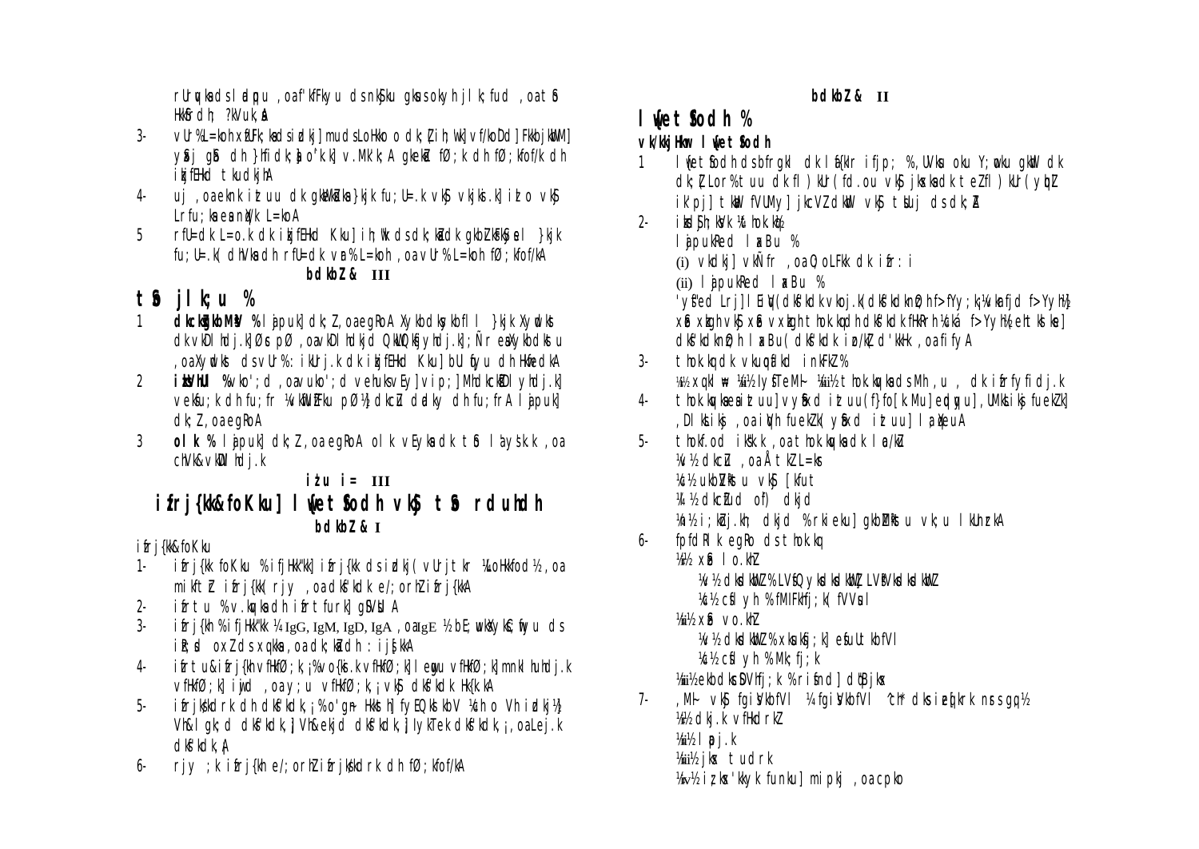rUrqvksa ds laØe.k ,oa f'kfFkyu ds nkSjku gksus okyh jlk;fud ,oa HkkSfrd ?kVuk,¡A

3- vUr%L=koh xzfUFk;ksa ds izdkj] muds Lo.kkoo dk;Z] ih;w"k] vf/koDd] FkkbjkbM] ykSj gkeksZu dh }hfidk;sa o"k.k] v.MK'k; A gkekZs fØ;k dh fØ;kfof/k dh izjfEHkd tkudkjhA

4- uj ,oa eknk iztuu dk gkeksZuksa }kjk fu;U=.k vkSj vkjks.k] iztu vkSj Lrfu;ksa esa ndk/k L=koA

5 rfU=dk L=o.k dk izjfEHkd Kku] ih;w"k ds dk;ksaZ dk gkeksZuks }kjk fu;U=.k( dhVksa dh rfU=dk vU% L=koh ,oa vUr% L=koh fØ;kfof/kA

bdkbZ & III

## tSo jlk;u %

1 **dkcksZgkbMªsV** % lajpuk] dk;Z ,oa egRoA Xykbdksykbfll }kjk Xyqdksl dk vkDlhdj.k] Øscl pØ ,oa vkDlhdkjd QkLQksfjyhdj.k] Ñre ØfXykbdkstsu ,oa Xyqdksl ds vUr%: ikUrj.k dk izkjfEHkd Kku] bUlqfyu dh HkwfedkA

2 **izksVhUl** % vko';d ,oa vuko';d vehuksvEy] vip;] MhdkcksZDlhdj.k] vekbu;ksa dh fu;fr ¼vkWDlhMsfVo Mhvehuhdj.k½ pØ½ dkcZu dadky dh fu;frA lajpuk] dk;Z ,oa egRoA

3 **olk** % lajpuk] dk;Z ,oa egRoA olk vEyksa dk tSo la'ys"k.k ,oa chVk&vkWDlhdj.k

iz'u i= III

# ifrj{kk&foKku] lqfeJ°odh vkSj tSo rduhdh

bdkbZ & I

ifrj{kk&foKku

1- ifrj{kk foKku % ifjHkk"kk] ifrj{kk ds izdkj ( vUrjtkr ¼tUetkr½ ,oa mikftZr ifrj{kk( rjy ,oa dksf'kdk e/;orhZ ifrj{kkA
2- ifrtu % v.kqvksa dh ifrtfurk] gSIVsu A
3- ifrj{kh % ifjHkk"kk ¼IgG, IgM, IgD, IgA ,oa IgE ½ bE;wuksXyksfcqfyu ds ikn;sd oxZ ds xq.kksa ,oa dk;ksaZ dh : ijs[kkA
4- ifrtu&ifrj{kh vfHkfØ;k¡ % vo{ks.k vfHkfØ;k] eyu vfHkfØ;k] mnklhuhdj.k vfHkfØ;k] iwjd ,oa ,¡ vfHkfØ;k¡ vkSj dksf'kdk Hk{k.kA
5- ifrjks/kdrk dh dksf'kdk,¡% o'gn~ HkkS/kh] fyEQkslkbV ¼ch o Vh izdkj½ Vh&lgk;d dksf'kdk] Vh&ekjd dksf'kdk] IlykTek dksf'kdk,¡ ,oa Lej.k dksf'kdk,¡A
6- rjy ;k ifrj{kh e/;orhZ ifrjks/kdrk dh fØ;kfof/kA

bdkbZ & II

## lqfeJ°odh %

vk/kkjHkwr lqfeJ°odh

1 lqfeJ°odh ds bfrgkl dk laf{kIr ifjp; %, UVksu oku Y;wcsu gkbV dk dk;Z Lor% tuu dk fl)kUr (fd.ou vkSj jksxksa dk tEefl)kUr (ycbZ iS'pj] tksl fVUMy] jkcVZ dksp vkSj tsuj ds dk;ZA

2- iksd£;ksVk ¼thok.kq½
lajpukRed laxBu %
(i) vkdkj] vkÑfr ,oa O;oLFkk dk ifr:i
(ii) lajpukRed laxBu %
'ysf"ed Lrj] lEiqV (dksf'kdk vkoj.k( dksf'kdk nhokj] f>Yyh;k¼vkarfjd f>Yyh½ xzke xkgh vkSj xzke vxkgh thok.kq dh dksf'kdk fHkfRr ¼ckå f>Yyh½ ehtksle] dksf'kdk nzO;h laxBu ( dksf'kdk izn/kZd 'kkHk ,oa fifyA

3- thok.kq dk vkuqoaf'kd inkFkZ %
¼i½ xq.klw= ¼ii½ lyh"Te Mh- ¼iii½ thok.kqvksa ds Mh ,u , dk ifrfyfidj.k

4- thok.kqvksa esa iztuu vyS×kd iztuu (f}fo[k.Mu] eqdqyu] UkkHkkiks fuekZ.k] ,Dlksikss ,oa ihdh fuekZ.k( y×kd iztuu] laW;qXeuA

5- thokf.od iks"k.k ,oa thok.kqvksa dk la/kkZ
¼v½ dkcZu ,oa ÅtkZ L=ksr
¼c½ ukbVªkstu vkSj [kfut
¼l½ dkcZud of) dkjd
¼n½ i;kZoj.kh; dkjd % rkieku] gkbMªkstu vk;u lkUnzrkA

6- fpfdRlk egRo ds thok.kq
¼i½ xzke lo.khZ
¼v½ dksdkbZ % LVsQykbdksdkbZ] LVªsIVksdksdkbZ
¼c½ csflyh % fMIFkhfj;k( fVVsul
¼ii½ xzke vo.khZ
¼v½ dksdkbZ % xksuksfj;k] esfuUtkbfVl
¼c½ csflyh % Mk;fj;k
¼iii½ ekbdkscSDVhfj;k % ris}d] dq"Bjksx

7- ,MI vkSj fgiSVkbfVl ¼fgiSVkbfVl ^ch* dks ifjHkkf"kr nsrs gq,½
¼i½ dkj.k vfHkdrkZ
¼ii½ lapj.k
¼iii½ jksx tudrk
¼iv½ ifjyf{kr 'kkjhfjd fudkuu] mipkj ,oa cpko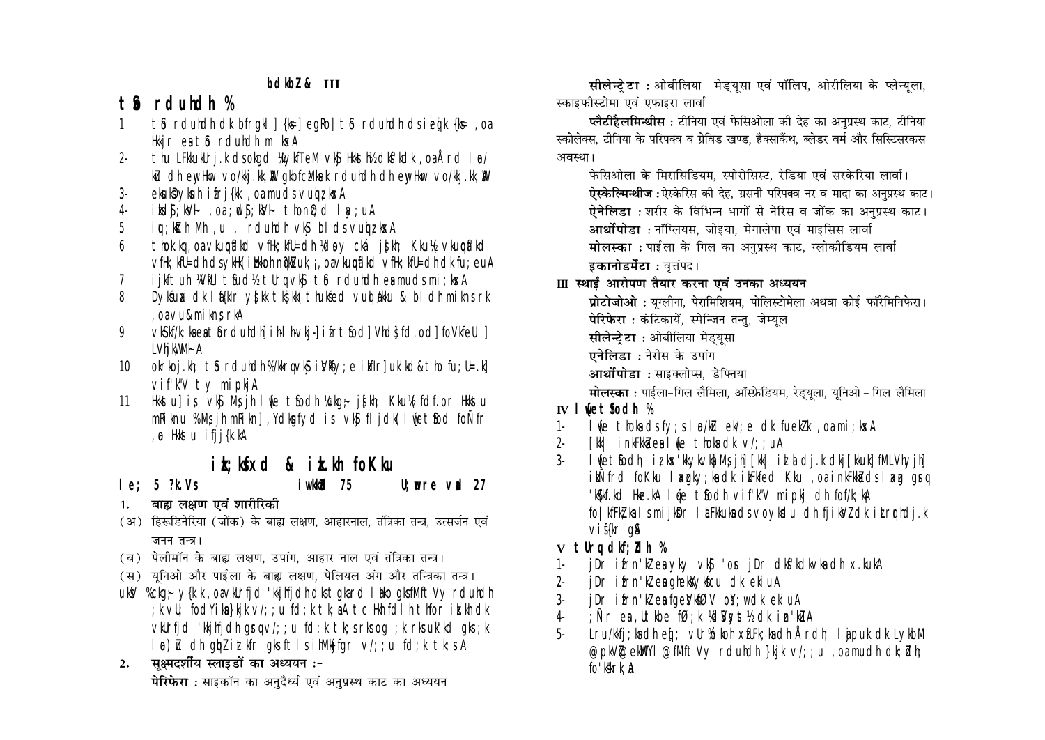**bdkbZ & III**

## tSo rduhdh %

1 tSo rduhdh dk bfrgkl ]{ks= egRo] tSo rduhdh ds iz;ksx {ks= ,oa Hkkjr esa tSo rduhdh m|ksxA

2- thu LFkkukUrj.k ds okgd ¼IykfTeM vkSj Hkkst½ dks'kdk ,oa Åard la/kkZ dh ewyHkwr vo/kkj.kk,W] gkbfczMksek rduhdh dh ewyHkwr vo/kkj.kk,W

3- eksuksDyksuy ifrj{kk ,oa mudsa vuqiz;ksxA

4- iksdS;ksVh~ ,oa ;wdS;ksVh~ thonzO;d lap;uA

5 iqu;kZsxh Mh,u , rduhdh vkSj blds vuqiz;ksxA

6 thok.kq,oa vkuqoaf'kd vfHk;kfU=dh ¼doy cká; js[kh; Kku½ vkuqoaf'kd vfHk;kfU=dh ds ykHk ¼ikS"kd nqX/kmRiknu ;½ ,oa vkuqoaf'kd vfHk;kfU=dh dk fu;euA

7 ijkftuh ¼VªkUl tSfod½ tUrq vkSj tSo rduhdh esa mudsa mi;ksxA

8 Dyksfuax dk lS)kfUrd ys[kk tks[kk thuksfed vuqØe.kkU & blds mi;ksx ,oa vuq&mi;ksfxrkA

9 vkS"kf/k;ksa esa tSo rduhdh] ih-lh-vkj-] ifrtSfod] Vhds fd.od] foVkfeUl] LVhjkW;MlA

10 okrkoj.kh; tSo rduhdh %/kkrqvksa iVªksfy;e inkFkZ uk'kd&tho fu;U=.k] vif'k"V ty mipkjA

11 Hkkstu] is; vkSj Msjh lwe tSfodh ¼cká; js[kh; Kku½ fdf.or Hkkstu mRiknu %Msjh mRikn] Ydksgfydy is; vkSj fljdk] lwe tSfod foÑfr ,e Hkkstu ifjj{k.kA

## iz;ksfxd & izk.kh foKku

le; 5 ?k.Vs    iw.kkZad 75    U;wure vad 27

**1. बाह्य लक्षण एवं शारीरिकी**

(अ) हिरूडिनेरिया (जोंक) के बाह्य लक्षण, आहारनाल, तंत्रिका तन्त्र, उत्सर्जन एवं जनन तन्त्र।

(ब) पेलीमॉन के बाह्य लक्षण, उपांग, आहार नाल एवं तंत्रिका तन्त्र।

(स) यूनिओ और पाईला के बाह्य लक्षण, पेलियल अंग और तन्त्रिका तन्त्र।

uksV %cká; y{k.k ,oa vkUrfjd 'kkjhfjdh dks tgka rd lEHko gks fMftVy rduhdh ;k vU; fodYiksa }kjk v/;;u fd;k tk;sA tc Hkh fdlh tho ij izk.kh dk vkUrfjd 'kkjhfjdh gsrq v/;;u fd;k tk;s rks og ;k rks uk'kd gks ;k lao)Zu dh gqbZ izkfr gks ftls ihMkfgr v/;;u fd;k tk;sA

**2. सूक्ष्मदर्शीय स्लाइडों का अध्ययन :-**

**पेरिफेरा :** साइकॉन का अनुदैर्ध्य एवं अनुप्रस्थ काट का अध्ययन

**सीलेन्ट्रेटा :** ओबीलिया- मेड्यूसा एवं पॉलिप, ओरीलिया के प्लेन्यूला, स्काइफीस्टोमा एवं एफाइरा लार्वा

**प्लैटीहैलमिन्थीस :** टीनिया एवं फेसिओला की देह का अनुप्रस्थ काट, टीनिया स्कोलेक्स, टीनिया के परिपक्व व ग्रेविड खण्ड, हैक्साकैंथ, ब्लेडर वर्म और सिस्टिसरकस अवस्था।

फेसिओला के मिरासिडियम, स्पोरोसिस्ट, रेडिया एवं सरकेरिया लार्वा।

**ऐस्केल्मिन्थीज :** ऐस्केरिस की देह, ग्रसनी परिपक्व नर व मादा का अनुप्रस्थ काट।

**ऐनेलिडा :** शरीर के विभिन्न भागों से नेरिस व जोंक का अनुप्रस्थ काट।

**आर्थोपोडा :** नॉप्लियस, जोइया, मेगालेपा एवं माइसिस लार्वा

**मोलस्का :** पाईला के गिल का अनुप्रस्थ काट, ग्लोकीडियम लार्वा

**इकानोडर्मेटा :** वृत्तंपद।

**III स्थाई आरोपण तैयार करना एवं उनका अध्ययन**

**प्रोटोजोओ :** यूग्लीना, पेरामिशियम, पोलिस्टोमेला अथवा कोई फॉरमिनिफेरा।

**पेरिफेरा :** कंटिकायें, स्पेन्जिन तन्तु, जेम्यूल

**सीलेन्ट्रेटा :** ओबीलिया मेड्यूसा

**एनेलिडा :** नेरीस के उपांग

**आर्थोपोडा :** साइक्लोप्स, डेफ्निया

**मोलस्का :** पाईला-गिल लैमिला, ऑस्फ्रेडियम, रेड्यूला, यूनिओ – गिल लैमिला

**IV lw{e tSfodh %**

1- lw{e thoksa ds fy;s lao/kZu ek/;e dk fuekZ.k ,oa mi;ksxA

2- [kk| inkFkksZa esa lw{e thoksa dk v/;;uA

3- lw{e tSfodh iz;ksx'kkykvksa esa Msjh] [kk| izlaLdj.k dkj[kkuksa] fMLVhyjh] ikSnfrd foKku laLFkkuksa gsrq iz;ksfxd Kku ,oa inkFkksZa ds laxzg gsrq 'kS{kf.kd Hkze.kA lw{e tSfodh vif'k"V mipkj dh fof/k;kaA fo|kfFkZ;ksa ls mijksDr laLFkkuksa ds vcyksdu dh fjiksVZ dk izLrqrhdj.k vis{kr gSA

**V tUrq dkf;Zdh %**

1- jDr ifrn'kZ esa yky vkSj 'osr jDr df.kdkvksa dh x.kukA

2- jDr ifrn'kZ esa gheksXyksfcu dk ekiuA

3- jDr ifrn'kZ esa fgeSVkØhV oS;wd dk ekiuA

4- ;Ñr esa ,Ulkbe fØ;k ¼dSVsyst½ dk izn'kZuA

5- Lru/kkfj;ksa dh eq[; vUr%òkoh xzfUFk;ksa dh Årdh; lajpuk dk LykbM @pkVZ@ekWMy @fMftVy rduhdh }kjk v/;;u ,oa mudh dk;Zdh fo'ks"krk,aA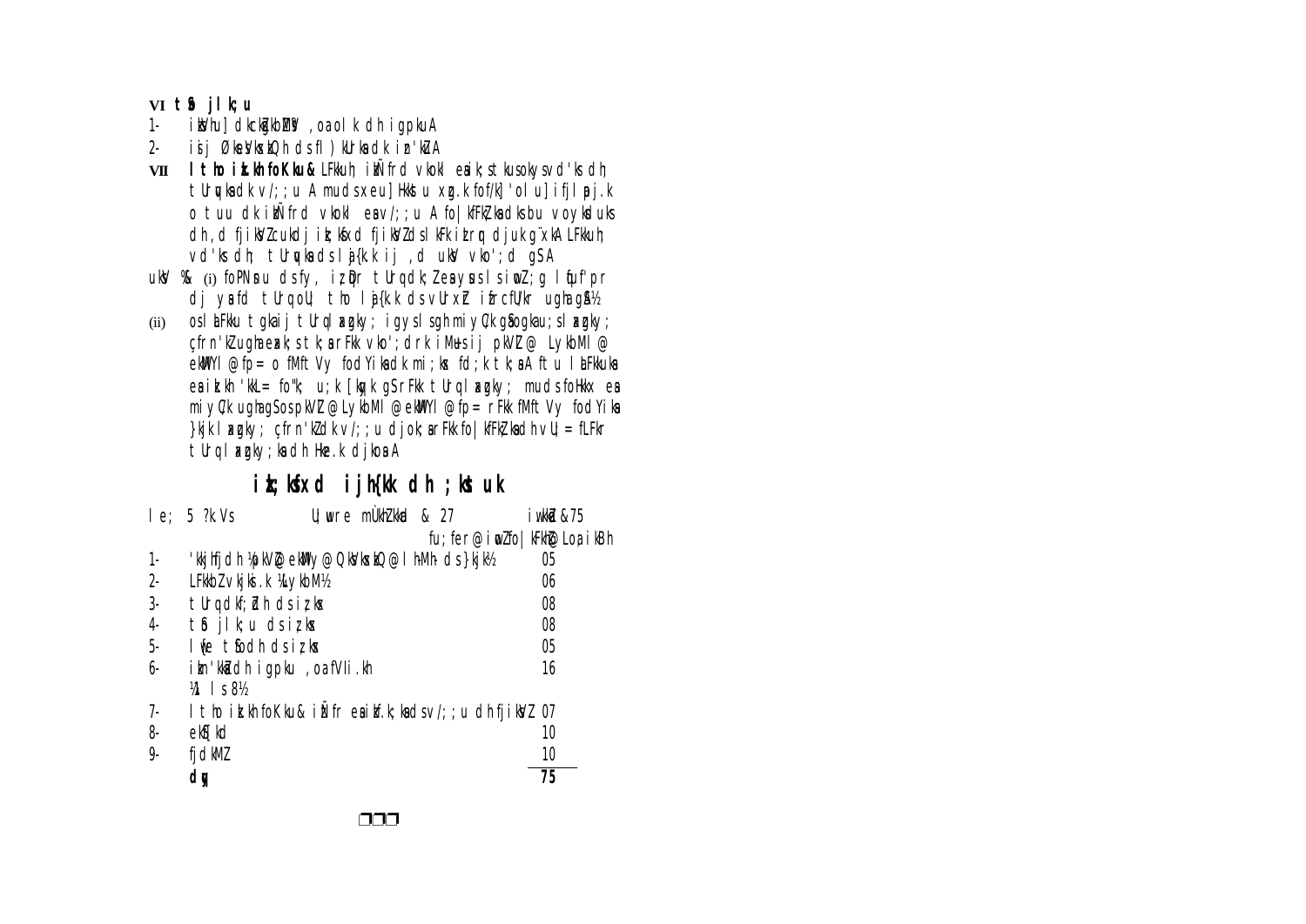**VI tSo jlk;u**

1- iksVhu] dkcksZgkbMªsV ,oa olk dh igpkuA
2- isij ØksesVksxzkQh ds fl)kUrksa dk izn'kZuA

**VII lTho izk.kh foKku&** LFkkuh; ikÑfrd vkokl esa ik;s tkus okys vd'ksdh; tUrqvksa dk v/;;u A muds xeu] Hkkstu xzg.k fof/k] 'olu] ifjlapj.k o tuu dk ikÑfrd vkokl esa v/;;u A fo|kfFkZ;ksa dks bu voyksduksa dh ,d fjiksVZ cukdj izk;ksfxd fjiksVZ ds lkFk izLrqr djuk gksxkA LFkkuh; vd'ksdh; tUrqvksa ds laj{k.k ij ,d uksV vko';d gSA

uksV %& (i) foPNsnu ds fy, izkIr tUrq dk;Ze esa ysus ls iwoZ ;g lqfuf'pr dj ysa fd tUrq oU; tho laj{k.k ds vUrxZr izfrcfU/kr ugha gSa½

(ii) osclkbZV tgka ij tUrq lalwfp; igys ls gh miyC/k gS] ogka u;s lalwfp; çfrn'kZ ugha eaxk;s tk;saA rFkk vko';drk iM+sa ij pkVZ@ LykbMl @ eksMYl @ fp= o fMftVy fodYiksa dk mi;ksx fd;k tk;saA ftu lLFkkuksa esa izk.kh 'kkL= fo"k; u;k [kqyk gS rFkk tUrq lalwfp; muds foHkkx esa miyC/k ugha gS osa pkVZ @ LykbMl @ eksMYl @ fp= rFkk fMftVy fodYiksa }kjk lalwfp; çfrn'kZ dk v/;;u djok;s rFkk fo|kfFkZ;ksa dh vU; = fLFkr tUrq lalwfp;ksa dh Hkze.k djok,aA

## izk;ksfxd ijh{kk dh ;kstuk

le; 5 ?k.Vs &nbsp;&nbsp;&nbsp; U;wure mÙkh.kkZad & 27 &nbsp;&nbsp;&nbsp; iw.kkZad&75

fu;fer@iwoZ fo|kFkhZ@Lo;aikBh

| | | |
|---|---|---|
| 1- | 'kkjhfjdh ¼pkVZ@ eksMy@ QksVksxzkQ@ lhMh- ds }kjk½ | 05 |
| 2- | LFkkbZ vkjksi.k ¼LykbM½ | 06 |
| 3- | tUrq dkf;Zdh ds iz;ksx | 08 |
| 4- | tSo jlk;u ds iz;ksx | 08 |
| 5- | lw{e tSfodh ds iz;ksx | 05 |
| 6- | izn'kksZa dh igpku ,oa fVIi.kh ¼1 ls 8½ | 16 |
| 7- | lTho izk.kh foKku& izÑfr esa izkf.k;ksa ds v/;;u dh fjiksVZ | 07 |
| 8- | ekSf[kd | 10 |
| 9- | fjdkMZ | 10 |
| | **dqy** | **75** |